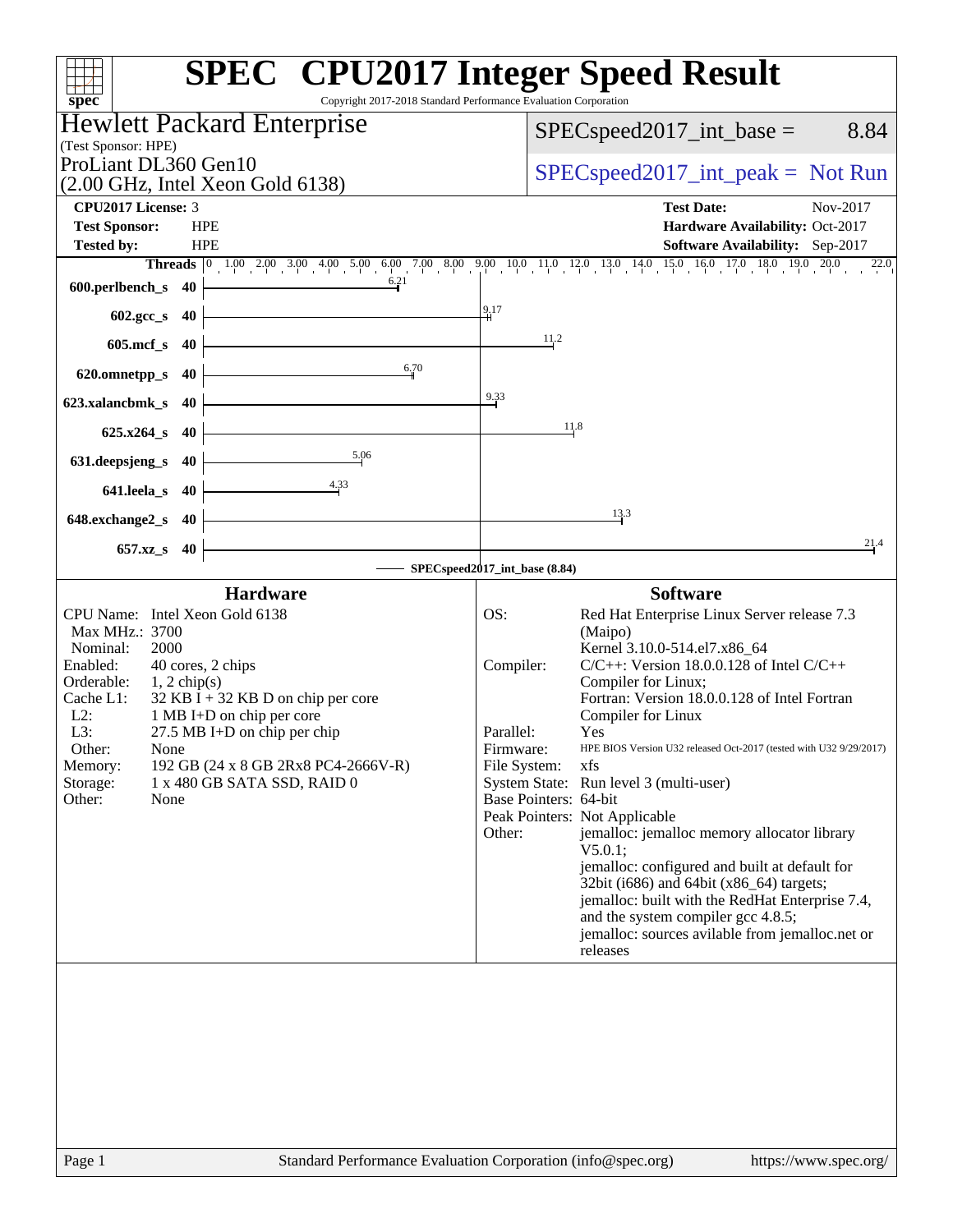# SPEC CPU2017 Integer Speed Result

Copyright 2017-2018 Standard Performance Evaluation Corporation

**Hewlett Packard Enterprise**
(Test Sponsor: HPE)

ProLiant DL360 Gen10
(2.00 GHz, Intel Xeon Gold 6138)

SPECspeed2017_int_base = 8.84

SPECspeed2017_int_peak = Not Run

| | | | |
|---|---|---|---|
| **CPU2017 License:** | 3 | **Test Date:** | Nov-2017 |
| **Test Sponsor:** | HPE | **Hardware Availability:** | Oct-2017 |
| **Tested by:** | HPE | **Software Availability:** | Sep-2017 |

| Benchmark | Threads | Base Ratio |
|---|---|---|
| 600.perlbench_s | 40 | 6.21 |
| 602.gcc_s | 40 | 9.17 |
| 605.mcf_s | 40 | 11.2 |
| 620.omnetpp_s | 40 | 6.70 |
| 623.xalancbmk_s | 40 | 9.33 |
| 625.x264_s | 40 | 11.8 |
| 631.deepsjeng_s | 40 | 5.06 |
| 641.leela_s | 40 | 4.33 |
| 648.exchange2_s | 40 | 13.3 |
| 657.xz_s | 40 | 21.4 |

SPECspeed2017_int_base (8.84)

## Hardware

| | |
|---|---|
| CPU Name: | Intel Xeon Gold 6138 |
| Max MHz.: | 3700 |
| Nominal: | 2000 |
| Enabled: | 40 cores, 2 chips |
| Orderable: | 1, 2 chip(s) |
| Cache L1: | 32 KB I + 32 KB D on chip per core |
| L2: | 1 MB I+D on chip per core |
| L3: | 27.5 MB I+D on chip per chip |
| Other: | None |
| Memory: | 192 GB (24 x 8 GB 2Rx8 PC4-2666V-R) |
| Storage: | 1 x 480 GB SATA SSD, RAID 0 |
| Other: | None |

## Software

| | |
|---|---|
| OS: | Red Hat Enterprise Linux Server release 7.3 (Maipo) Kernel 3.10.0-514.el7.x86_64 |
| Compiler: | C/C++: Version 18.0.0.128 of Intel C/C++ Compiler for Linux; Fortran: Version 18.0.0.128 of Intel Fortran Compiler for Linux |
| Parallel: | Yes |
| Firmware: | HPE BIOS Version U32 released Oct-2017 (tested with U32 9/29/2017) |
| File System: | xfs |
| System State: | Run level 3 (multi-user) |
| Base Pointers: | 64-bit |
| Peak Pointers: | Not Applicable |
| Other: | jemalloc: jemalloc memory allocator library V5.0.1; jemalloc: configured and built at default for 32bit (i686) and 64bit (x86_64) targets; jemalloc: built with the RedHat Enterprise 7.4, and the system compiler gcc 4.8.5; jemalloc: sources avilable from jemalloc.net or releases |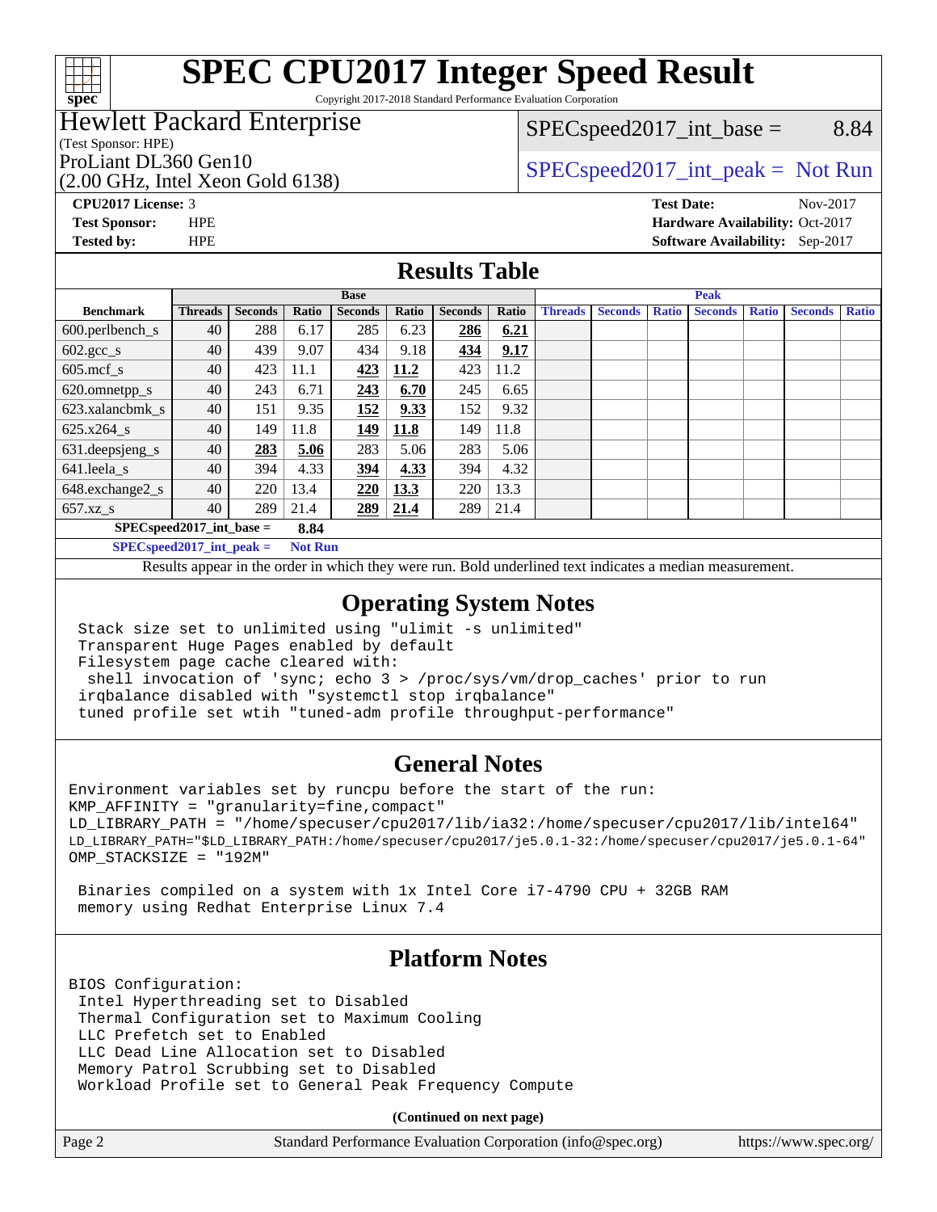# SPEC CPU2017 Integer Speed Result

Copyright 2017-2018 Standard Performance Evaluation Corporation

## Hewlett Packard Enterprise

(Test Sponsor: HPE)

ProLiant DL360 Gen10
(2.00 GHz, Intel Xeon Gold 6138)

SPECspeed2017_int_base = 8.84

SPECspeed2017_int_peak = Not Run

**CPU2017 License:** 3
**Test Sponsor:** HPE
**Tested by:** HPE

**Test Date:** Nov-2017
**Hardware Availability:** Oct-2017
**Software Availability:** Sep-2017

## Results Table

| Benchmark | Base | | | | | | | Peak | | | | | | |
|---|---|---|---|---|---|---|---|---|---|---|---|---|---|---|
| | Threads | Seconds | Ratio | Seconds | Ratio | Seconds | Ratio | Threads | Seconds | Ratio | Seconds | Ratio | Seconds | Ratio |
| 600.perlbench_s | 40 | 288 | 6.17 | 285 | 6.23 | **286** | **6.21** | | | | | | | |
| 602.gcc_s | 40 | 439 | 9.07 | 434 | 9.18 | **434** | **9.17** | | | | | | | |
| 605.mcf_s | 40 | 423 | 11.1 | **423** | **11.2** | 423 | 11.2 | | | | | | | |
| 620.omnetpp_s | 40 | 243 | 6.71 | **243** | **6.70** | 245 | 6.65 | | | | | | | |
| 623.xalancbmk_s | 40 | 151 | 9.35 | **152** | **9.33** | 152 | 9.32 | | | | | | | |
| 625.x264_s | 40 | 149 | 11.8 | **149** | **11.8** | 149 | 11.8 | | | | | | | |
| 631.deepsjeng_s | 40 | **283** | **5.06** | 283 | 5.06 | 283 | 5.06 | | | | | | | |
| 641.leela_s | 40 | 394 | 4.33 | **394** | **4.33** | 394 | 4.32 | | | | | | | |
| 648.exchange2_s | 40 | 220 | 13.4 | **220** | **13.3** | 220 | 13.3 | | | | | | | |
| 657.xz_s | 40 | 289 | 21.4 | **289** | **21.4** | 289 | 21.4 | | | | | | | |

**SPECspeed2017_int_base = 8.84**

**SPECspeed2017_int_peak = Not Run**

Results appear in the order in which they were run. Bold underlined text indicates a median measurement.

## Operating System Notes

```
Stack size set to unlimited using "ulimit -s unlimited"
Transparent Huge Pages enabled by default
Filesystem page cache cleared with:
 shell invocation of 'sync; echo 3 > /proc/sys/vm/drop_caches' prior to run
irqbalance disabled with "systemctl stop irqbalance"
tuned profile set wtih "tuned-adm profile throughput-performance"
```

## General Notes

```
Environment variables set by runcpu before the start of the run:
KMP_AFFINITY = "granularity=fine,compact"
LD_LIBRARY_PATH = "/home/specuser/cpu2017/lib/ia32:/home/specuser/cpu2017/lib/intel64"
LD_LIBRARY_PATH="$LD_LIBRARY_PATH:/home/specuser/cpu2017/je5.0.1-32:/home/specuser/cpu2017/je5.0.1-64"
OMP_STACKSIZE = "192M"

 Binaries compiled on a system with 1x Intel Core i7-4790 CPU + 32GB RAM
 memory using Redhat Enterprise Linux 7.4
```

## Platform Notes

```
BIOS Configuration:
 Intel Hyperthreading set to Disabled
 Thermal Configuration set to Maximum Cooling
 LLC Prefetch set to Enabled
 LLC Dead Line Allocation set to Disabled
 Memory Patrol Scrubbing set to Disabled
 Workload Profile set to General Peak Frequency Compute
```

**(Continued on next page)**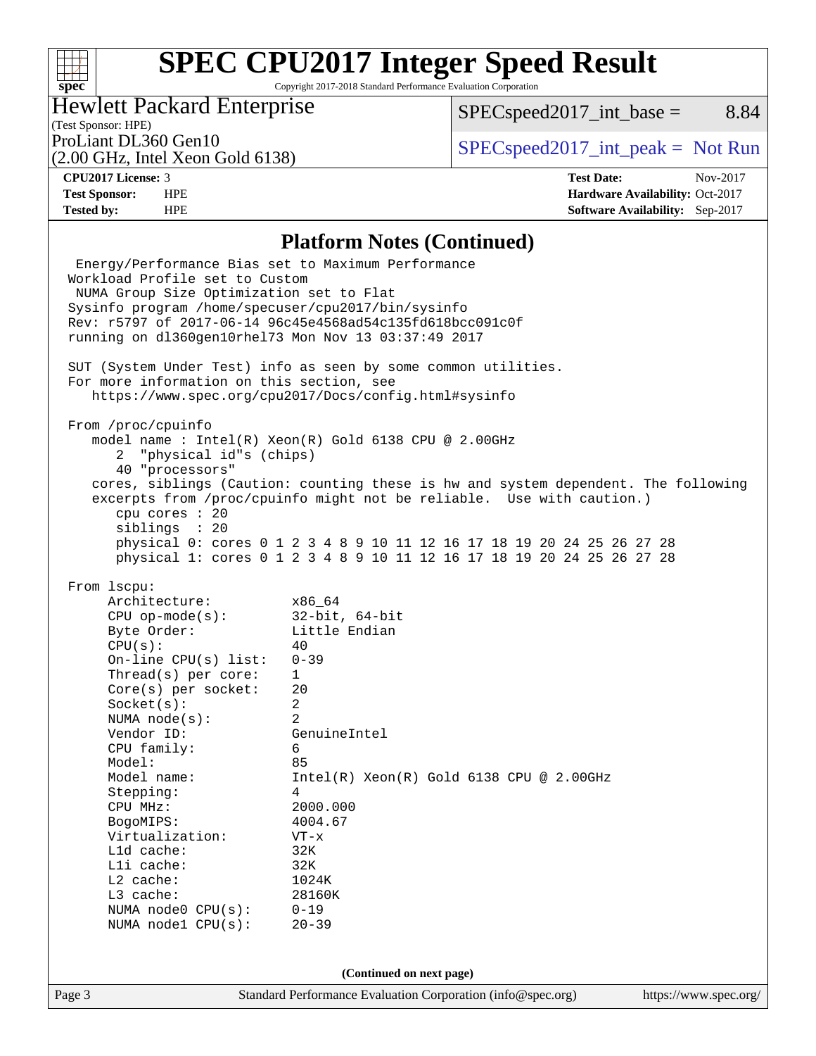# SPEC CPU2017 Integer Speed Result

Copyright 2017-2018 Standard Performance Evaluation Corporation

**Hewlett Packard Enterprise**
(Test Sponsor: HPE)

ProLiant DL360 Gen10
(2.00 GHz, Intel Xeon Gold 6138)

SPECspeed2017_int_base = 8.84

SPECspeed2017_int_peak = Not Run

| | | | |
|---|---|---|---|
| **CPU2017 License:** | 3 | **Test Date:** | Nov-2017 |
| **Test Sponsor:** | HPE | **Hardware Availability:** | Oct-2017 |
| **Tested by:** | HPE | **Software Availability:** | Sep-2017 |

## Platform Notes (Continued)

```
  Energy/Performance Bias set to Maximum Performance
 Workload Profile set to Custom
  NUMA Group Size Optimization set to Flat
 Sysinfo program /home/specuser/cpu2017/bin/sysinfo
 Rev: r5797 of 2017-06-14 96c45e4568ad54c135fd618bcc091c0f
 running on dl360gen10rhel73 Mon Nov 13 03:37:49 2017

 SUT (System Under Test) info as seen by some common utilities.
 For more information on this section, see
    https://www.spec.org/cpu2017/Docs/config.html#sysinfo

 From /proc/cpuinfo
    model name : Intel(R) Xeon(R) Gold 6138 CPU @ 2.00GHz
       2  "physical id"s (chips)
       40 "processors"
    cores, siblings (Caution: counting these is hw and system dependent. The following
    excerpts from /proc/cpuinfo might not be reliable.  Use with caution.)
       cpu cores : 20
       siblings  : 20
       physical 0: cores 0 1 2 3 4 8 9 10 11 12 16 17 18 19 20 24 25 26 27 28
       physical 1: cores 0 1 2 3 4 8 9 10 11 12 16 17 18 19 20 24 25 26 27 28

 From lscpu:
      Architecture:          x86_64
      CPU op-mode(s):        32-bit, 64-bit
      Byte Order:            Little Endian
      CPU(s):                40
      On-line CPU(s) list:   0-39
      Thread(s) per core:    1
      Core(s) per socket:    20
      Socket(s):             2
      NUMA node(s):          2
      Vendor ID:             GenuineIntel
      CPU family:            6
      Model:                 85
      Model name:            Intel(R) Xeon(R) Gold 6138 CPU @ 2.00GHz
      Stepping:              4
      CPU MHz:               2000.000
      BogoMIPS:              4004.67
      Virtualization:        VT-x
      L1d cache:             32K
      L1i cache:             32K
      L2 cache:              1024K
      L3 cache:              28160K
      NUMA node0 CPU(s):     0-19
      NUMA node1 CPU(s):     20-39
```

(Continued on next page)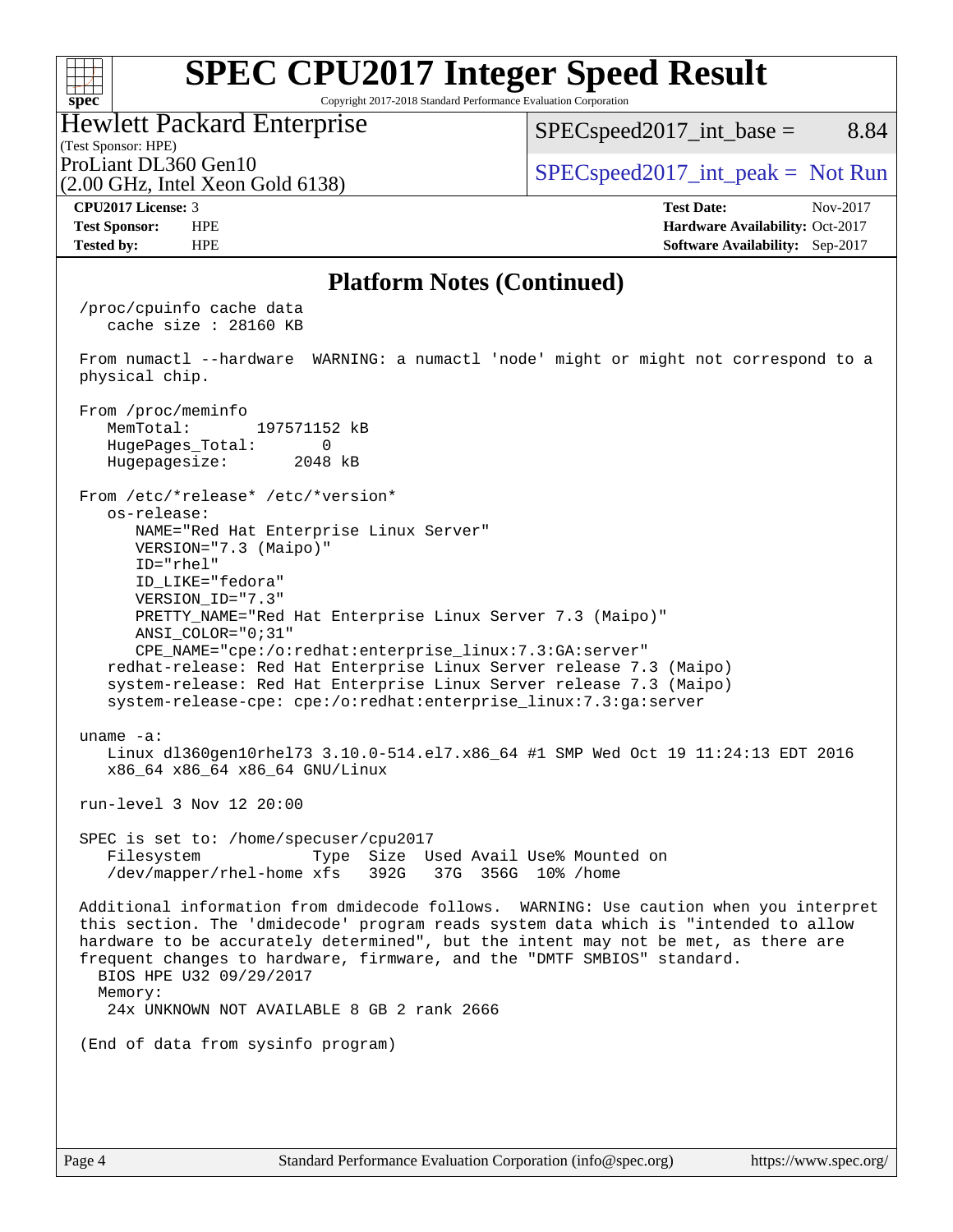# Platform Notes (Continued)

```
/proc/cpuinfo cache data
   cache size : 28160 KB

From numactl --hardware  WARNING: a numactl 'node' might or might not correspond to a
physical chip.

From /proc/meminfo
   MemTotal:       197571152 kB
   HugePages_Total:       0
   Hugepagesize:       2048 kB

From /etc/*release* /etc/*version*
   os-release:
      NAME="Red Hat Enterprise Linux Server"
      VERSION="7.3 (Maipo)"
      ID="rhel"
      ID_LIKE="fedora"
      VERSION_ID="7.3"
      PRETTY_NAME="Red Hat Enterprise Linux Server 7.3 (Maipo)"
      ANSI_COLOR="0;31"
      CPE_NAME="cpe:/o:redhat:enterprise_linux:7.3:GA:server"
   redhat-release: Red Hat Enterprise Linux Server release 7.3 (Maipo)
   system-release: Red Hat Enterprise Linux Server release 7.3 (Maipo)
   system-release-cpe: cpe:/o:redhat:enterprise_linux:7.3:ga:server

uname -a:
   Linux dl360gen10rhel73 3.10.0-514.el7.x86_64 #1 SMP Wed Oct 19 11:24:13 EDT 2016
   x86_64 x86_64 x86_64 GNU/Linux

run-level 3 Nov 12 20:00

SPEC is set to: /home/specuser/cpu2017
   Filesystem            Type  Size  Used Avail Use% Mounted on
   /dev/mapper/rhel-home xfs   392G   37G  356G  10% /home

Additional information from dmidecode follows.  WARNING: Use caution when you interpret
this section. The 'dmidecode' program reads system data which is "intended to allow
hardware to be accurately determined", but the intent may not be met, as there are
frequent changes to hardware, firmware, and the "DMTF SMBIOS" standard.
  BIOS HPE U32 09/29/2017
  Memory:
   24x UNKNOWN NOT AVAILABLE 8 GB 2 rank 2666

(End of data from sysinfo program)
```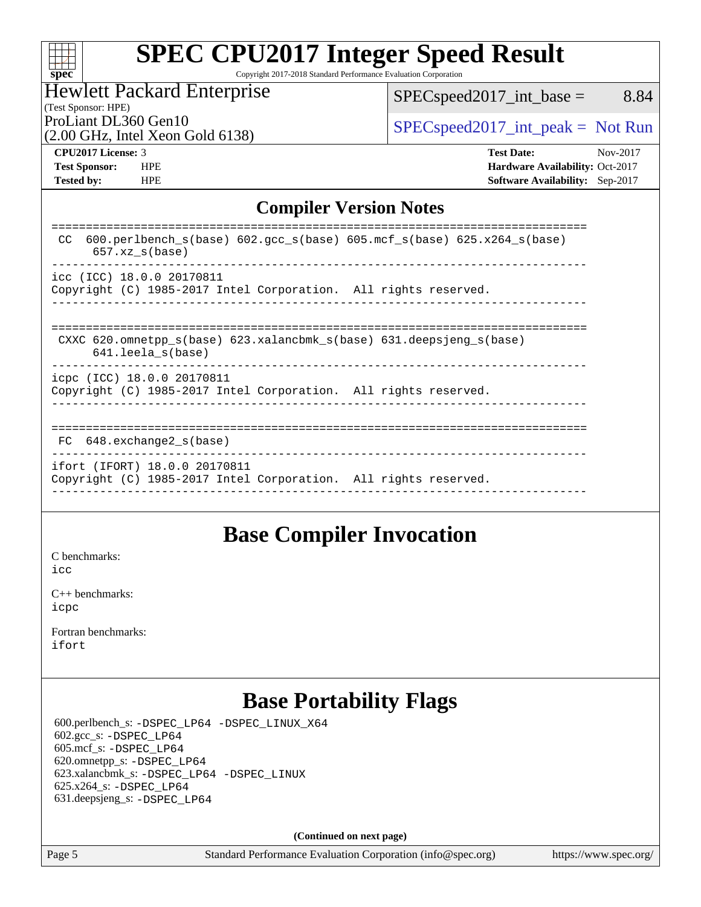# SPEC CPU2017 Integer Speed Result

Copyright 2017-2018 Standard Performance Evaluation Corporation

**Hewlett Packard Enterprise**
(Test Sponsor: HPE)
ProLiant DL360 Gen10
(2.00 GHz, Intel Xeon Gold 6138)

SPECspeed2017_int_base = 8.84

SPECspeed2017_int_peak = Not Run

| | | | |
|---|---|---|---|
| **CPU2017 License:** | 3 | **Test Date:** | Nov-2017 |
| **Test Sponsor:** | HPE | **Hardware Availability:** | Oct-2017 |
| **Tested by:** | HPE | **Software Availability:** | Sep-2017 |

## Compiler Version Notes

```
==============================================================================
 CC  600.perlbench_s(base) 602.gcc_s(base) 605.mcf_s(base) 625.x264_s(base)
      657.xz_s(base)
------------------------------------------------------------------------------
icc (ICC) 18.0.0 20170811
Copyright (C) 1985-2017 Intel Corporation.  All rights reserved.
------------------------------------------------------------------------------

==============================================================================
 CXXC 620.omnetpp_s(base) 623.xalancbmk_s(base) 631.deepsjeng_s(base)
      641.leela_s(base)
------------------------------------------------------------------------------
icpc (ICC) 18.0.0 20170811
Copyright (C) 1985-2017 Intel Corporation.  All rights reserved.
------------------------------------------------------------------------------

==============================================================================
 FC  648.exchange2_s(base)
------------------------------------------------------------------------------
ifort (IFORT) 18.0.0 20170811
Copyright (C) 1985-2017 Intel Corporation.  All rights reserved.
------------------------------------------------------------------------------
```

## Base Compiler Invocation

C benchmarks:
icc

C++ benchmarks:
icpc

Fortran benchmarks:
ifort

## Base Portability Flags

600.perlbench_s: -DSPEC_LP64 -DSPEC_LINUX_X64
602.gcc_s: -DSPEC_LP64
605.mcf_s: -DSPEC_LP64
620.omnetpp_s: -DSPEC_LP64
623.xalancbmk_s: -DSPEC_LP64 -DSPEC_LINUX
625.x264_s: -DSPEC_LP64
631.deepsjeng_s: -DSPEC_LP64

**(Continued on next page)**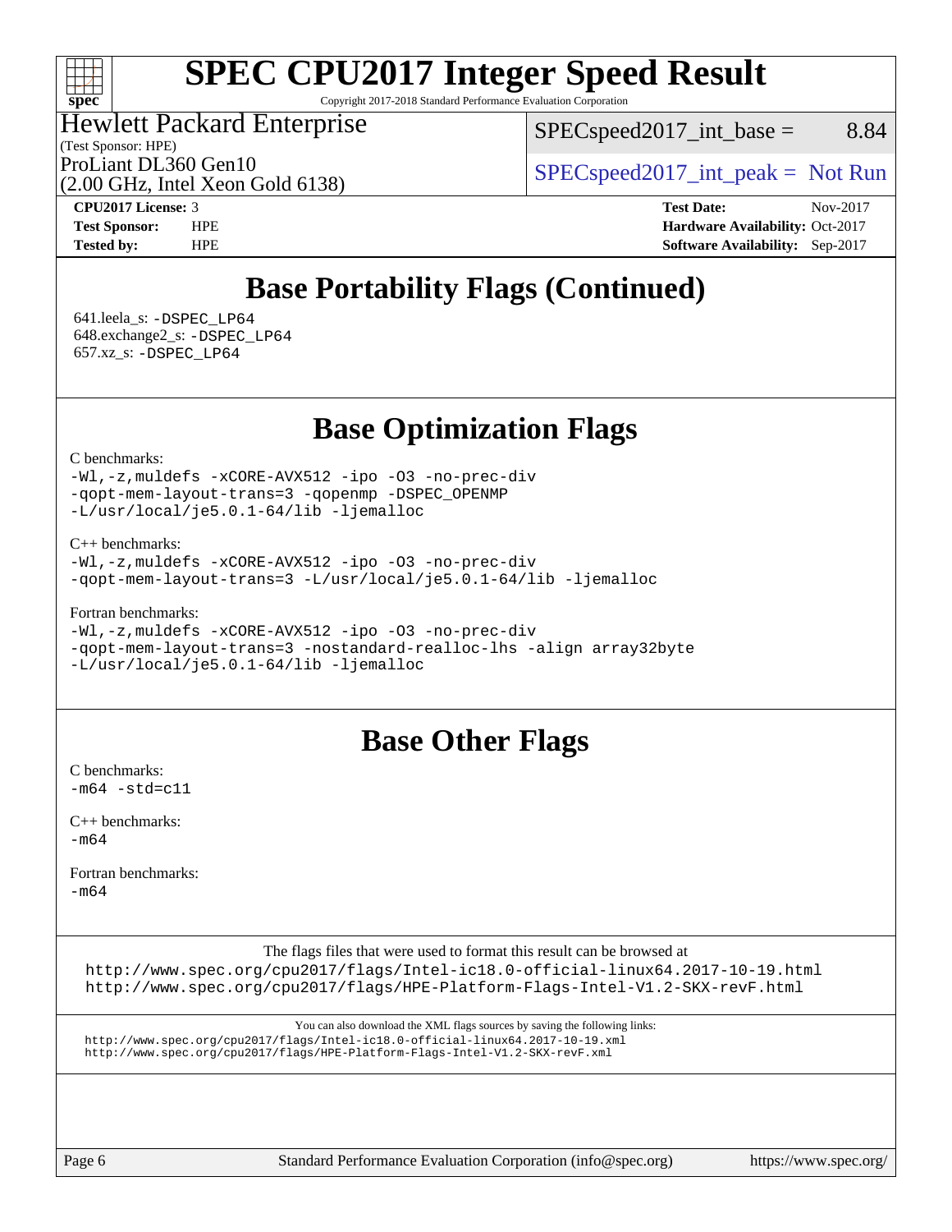# Base Portability Flags (Continued)

641.leela_s: -DSPEC_LP64
648.exchange2_s: -DSPEC_LP64
657.xz_s: -DSPEC_LP64

# Base Optimization Flags

C benchmarks:
```
-Wl,-z,muldefs -xCORE-AVX512 -ipo -O3 -no-prec-div
-qopt-mem-layout-trans=3 -qopenmp -DSPEC_OPENMP
-L/usr/local/je5.0.1-64/lib -ljemalloc
```

C++ benchmarks:
```
-Wl,-z,muldefs -xCORE-AVX512 -ipo -O3 -no-prec-div
-qopt-mem-layout-trans=3 -L/usr/local/je5.0.1-64/lib -ljemalloc
```

Fortran benchmarks:
```
-Wl,-z,muldefs -xCORE-AVX512 -ipo -O3 -no-prec-div
-qopt-mem-layout-trans=3 -nostandard-realloc-lhs -align array32byte
-L/usr/local/je5.0.1-64/lib -ljemalloc
```

# Base Other Flags

C benchmarks:
```
-m64 -std=c11
```

C++ benchmarks:
```
-m64
```

Fortran benchmarks:
```
-m64
```

The flags files that were used to format this result can be browsed at
http://www.spec.org/cpu2017/flags/Intel-ic18.0-official-linux64.2017-10-19.html
http://www.spec.org/cpu2017/flags/HPE-Platform-Flags-Intel-V1.2-SKX-revF.html

You can also download the XML flags sources by saving the following links:
http://www.spec.org/cpu2017/flags/Intel-ic18.0-official-linux64.2017-10-19.xml
http://www.spec.org/cpu2017/flags/HPE-Platform-Flags-Intel-V1.2-SKX-revF.xml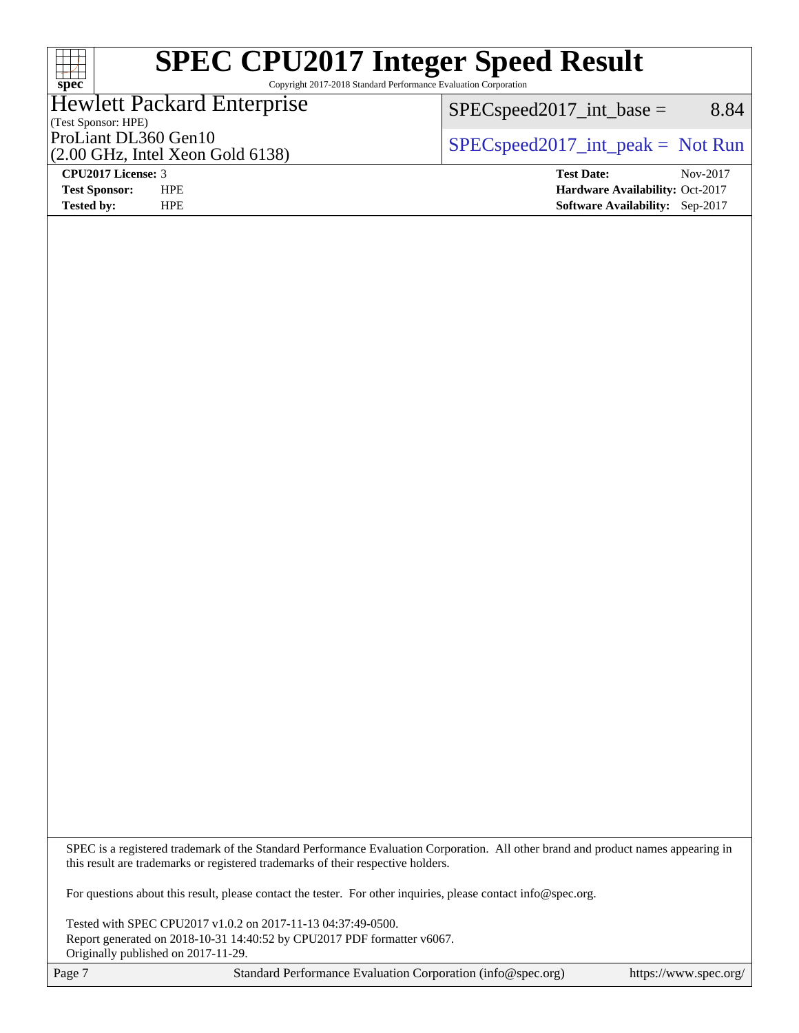SPEC is a registered trademark of the Standard Performance Evaluation Corporation. All other brand and product names appearing in this result are trademarks or registered trademarks of their respective holders.

For questions about this result, please contact the tester. For other inquiries, please contact info@spec.org.

Tested with SPEC CPU2017 v1.0.2 on 2017-11-13 04:37:49-0500.
Report generated on 2018-10-31 14:40:52 by CPU2017 PDF formatter v6067.
Originally published on 2017-11-29.